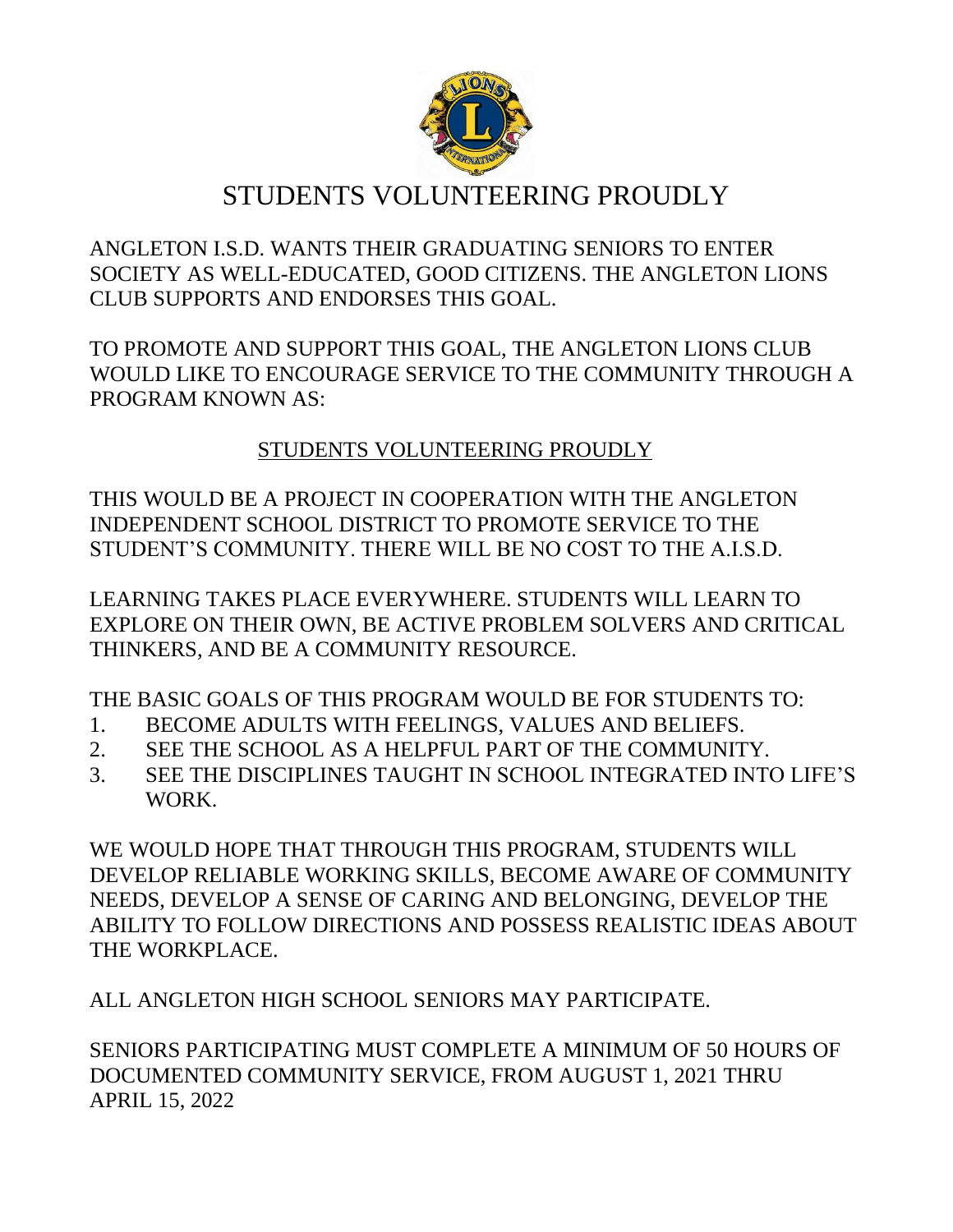# STUDENTS VOLUNTEERING PROUDLY

ANGLETON I.S.D. WANTS THEIR GRADUATING SENIORS TO ENTER SOCIETY AS WELL-EDUCATED, GOOD CITIZENS. THE ANGLETON LIONS CLUB SUPPORTS AND ENDORSES THIS GOAL.

TO PROMOTE AND SUPPORT THIS GOAL, THE ANGLETON LIONS CLUB WOULD LIKE TO ENCOURAGE SERVICE TO THE COMMUNITY THROUGH A PROGRAM KNOWN AS:

<u>STUDENTS VOLUNTEERING PROUDLY</u>

THIS WOULD BE A PROJECT IN COOPERATION WITH THE ANGLETON INDEPENDENT SCHOOL DISTRICT TO PROMOTE SERVICE TO THE STUDENT'S COMMUNITY. THERE WILL BE NO COST TO THE A.I.S.D.

LEARNING TAKES PLACE EVERYWHERE. STUDENTS WILL LEARN TO EXPLORE ON THEIR OWN, BE ACTIVE PROBLEM SOLVERS AND CRITICAL THINKERS, AND BE A COMMUNITY RESOURCE.

THE BASIC GOALS OF THIS PROGRAM WOULD BE FOR STUDENTS TO:

1. BECOME ADULTS WITH FEELINGS, VALUES AND BELIEFS.
2. SEE THE SCHOOL AS A HELPFUL PART OF THE COMMUNITY.
3. SEE THE DISCIPLINES TAUGHT IN SCHOOL INTEGRATED INTO LIFE'S WORK.

WE WOULD HOPE THAT THROUGH THIS PROGRAM, STUDENTS WILL DEVELOP RELIABLE WORKING SKILLS, BECOME AWARE OF COMMUNITY NEEDS, DEVELOP A SENSE OF CARING AND BELONGING, DEVELOP THE ABILITY TO FOLLOW DIRECTIONS AND POSSESS REALISTIC IDEAS ABOUT THE WORKPLACE.

ALL ANGLETON HIGH SCHOOL SENIORS MAY PARTICIPATE.

SENIORS PARTICIPATING MUST COMPLETE A MINIMUM OF 50 HOURS OF DOCUMENTED COMMUNITY SERVICE, FROM AUGUST 1, 2021 THRU APRIL 15, 2022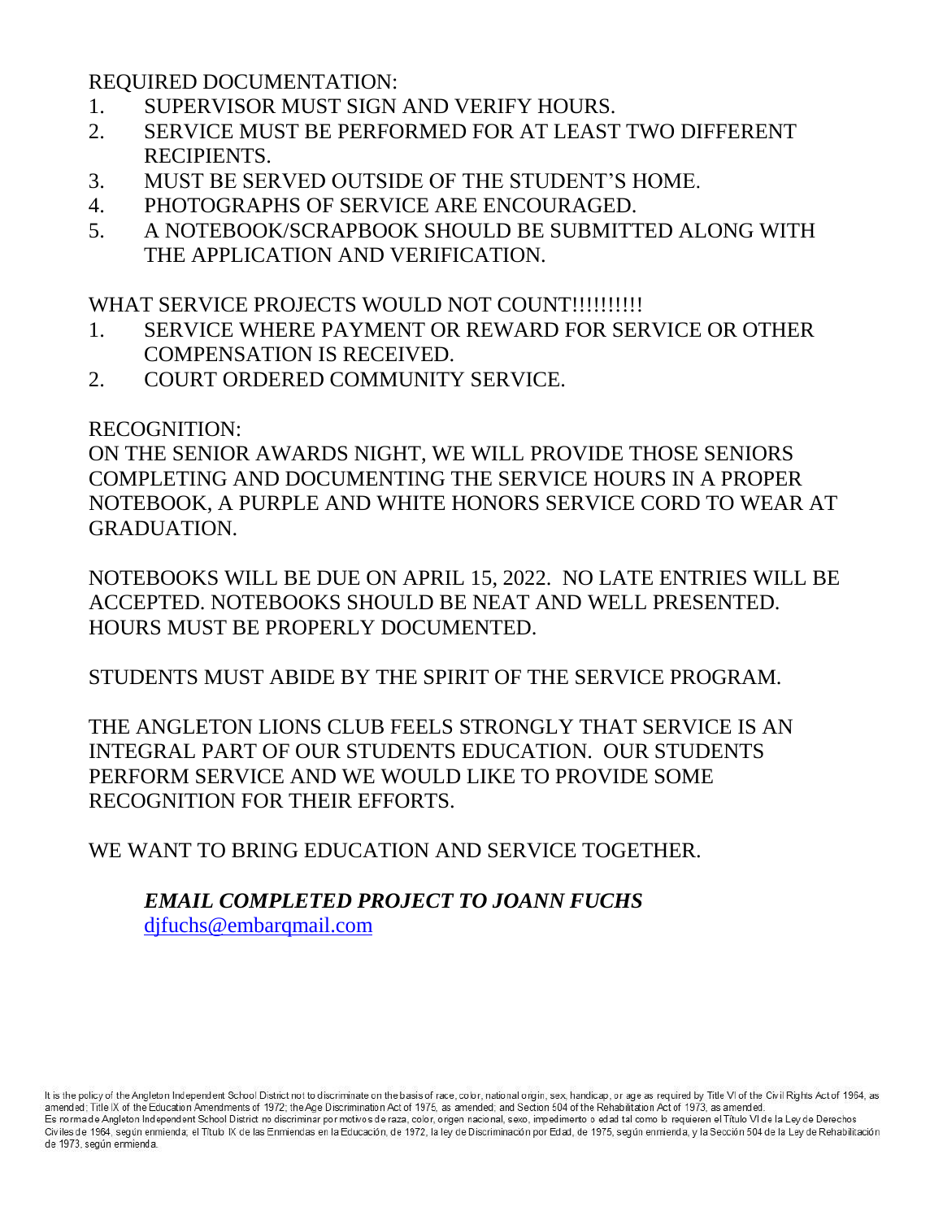REQUIRED DOCUMENTATION:

1. SUPERVISOR MUST SIGN AND VERIFY HOURS.
2. SERVICE MUST BE PERFORMED FOR AT LEAST TWO DIFFERENT RECIPIENTS.
3. MUST BE SERVED OUTSIDE OF THE STUDENT'S HOME.
4. PHOTOGRAPHS OF SERVICE ARE ENCOURAGED.
5. A NOTEBOOK/SCRAPBOOK SHOULD BE SUBMITTED ALONG WITH THE APPLICATION AND VERIFICATION.

WHAT SERVICE PROJECTS WOULD NOT COUNT!!!!!!!!!!

1. SERVICE WHERE PAYMENT OR REWARD FOR SERVICE OR OTHER COMPENSATION IS RECEIVED.
2. COURT ORDERED COMMUNITY SERVICE.

RECOGNITION:
ON THE SENIOR AWARDS NIGHT, WE WILL PROVIDE THOSE SENIORS COMPLETING AND DOCUMENTING THE SERVICE HOURS IN A PROPER NOTEBOOK, A PURPLE AND WHITE HONORS SERVICE CORD TO WEAR AT GRADUATION.

NOTEBOOKS WILL BE DUE ON APRIL 15, 2022. NO LATE ENTRIES WILL BE ACCEPTED. NOTEBOOKS SHOULD BE NEAT AND WELL PRESENTED. HOURS MUST BE PROPERLY DOCUMENTED.

STUDENTS MUST ABIDE BY THE SPIRIT OF THE SERVICE PROGRAM.

THE ANGLETON LIONS CLUB FEELS STRONGLY THAT SERVICE IS AN INTEGRAL PART OF OUR STUDENTS EDUCATION. OUR STUDENTS PERFORM SERVICE AND WE WOULD LIKE TO PROVIDE SOME RECOGNITION FOR THEIR EFFORTS.

WE WANT TO BRING EDUCATION AND SERVICE TOGETHER.

***EMAIL COMPLETED PROJECT TO JOANN FUCHS***
djfuchs@embarqmail.com

It is the policy of the Angleton Independent School District not to discriminate on the basis of race, color, national origin, sex, handicap, or age as required by Title VI of the Civil Rights Act of 1964, as amended; Title IX of the Education Amendments of 1972; the Age Discrimination Act of 1975, as amended; and Section 504 of the Rehabilitation Act of 1973, as amended.
Es norma de Angleton Independent School District no discriminar por motivos de raza, color, origen nacional, sexo, impedimento o edad tal como lo requieren el Título VI de la Ley de Derechos Civiles de 1964, según enmienda; el Título IX de las Enmiendas en la Educación, de 1972, la ley de Discriminación por Edad, de 1975, según enmienda, y la Sección 504 de la Ley de Rehabilitación de 1973, según enmienda.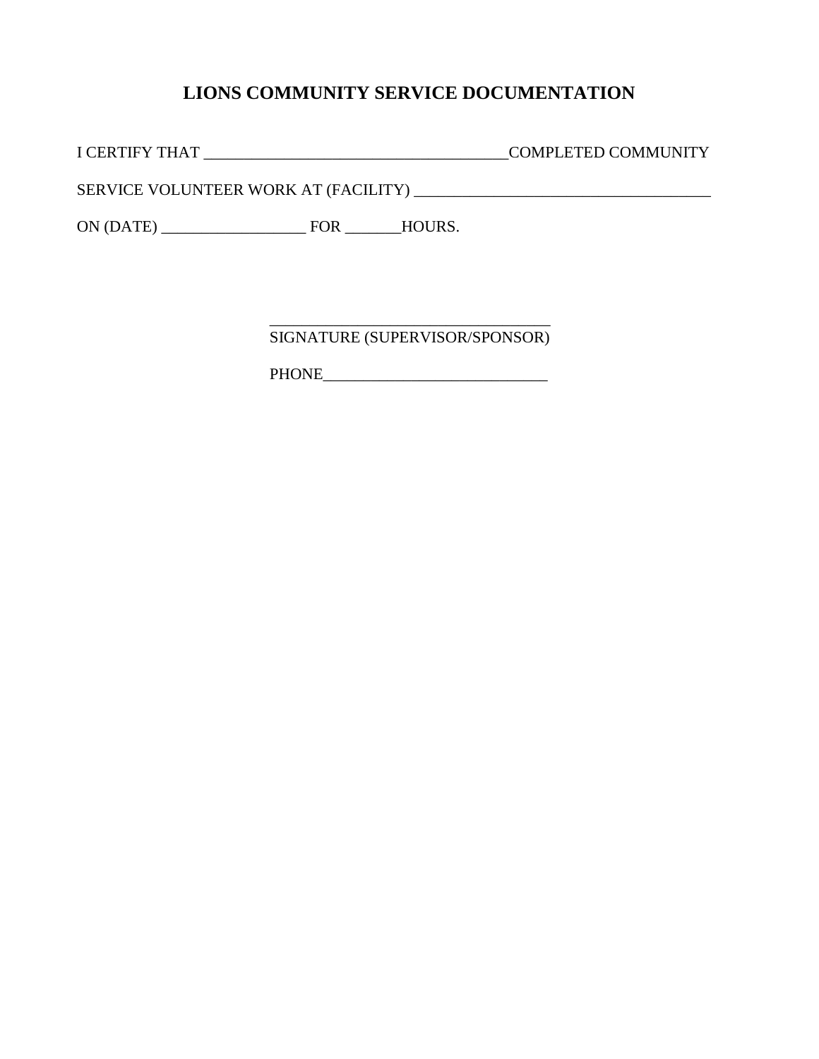## LIONS COMMUNITY SERVICE DOCUMENTATION

I CERTIFY THAT ____________________________________COMPLETED COMMUNITY

SERVICE VOLUNTEER WORK AT (FACILITY) ____________________________________

ON (DATE) _________________ FOR _______HOURS.

____________________________________
SIGNATURE (SUPERVISOR/SPONSOR)

PHONE____________________________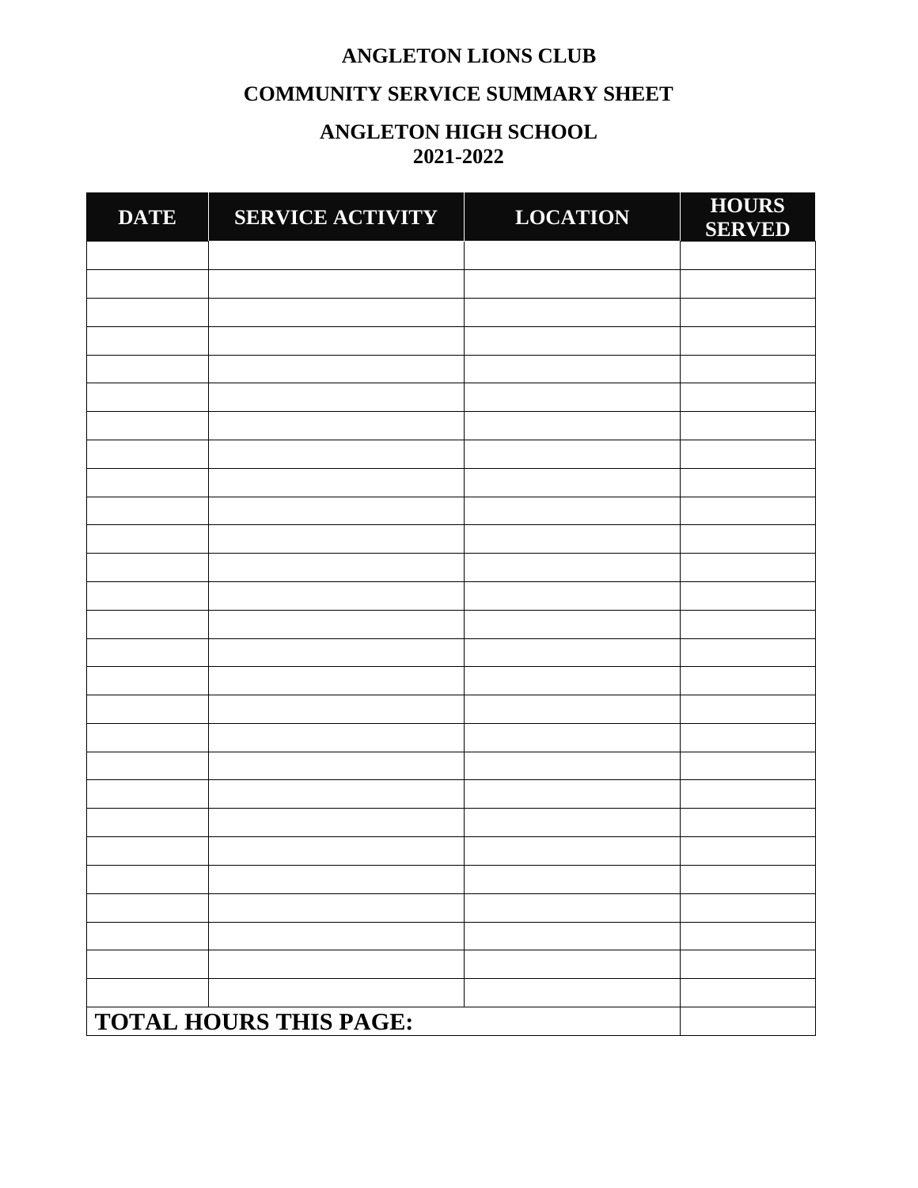**ANGLETON LIONS CLUB**

**COMMUNITY SERVICE SUMMARY SHEET**

**ANGLETON HIGH SCHOOL**
**2021-2022**

| DATE | SERVICE ACTIVITY | LOCATION | HOURS SERVED |
|---|---|---|---|
| | | | |
| | | | |
| | | | |
| | | | |
| | | | |
| | | | |
| | | | |
| | | | |
| | | | |
| | | | |
| | | | |
| | | | |
| | | | |
| | | | |
| | | | |
| | | | |
| | | | |
| | | | |
| | | | |
| | | | |
| | | | |
| | | | |
| | | | |
| | | | |
| | | | |
| | | | |
| | | | |
| **TOTAL HOURS THIS PAGE:** | | | |